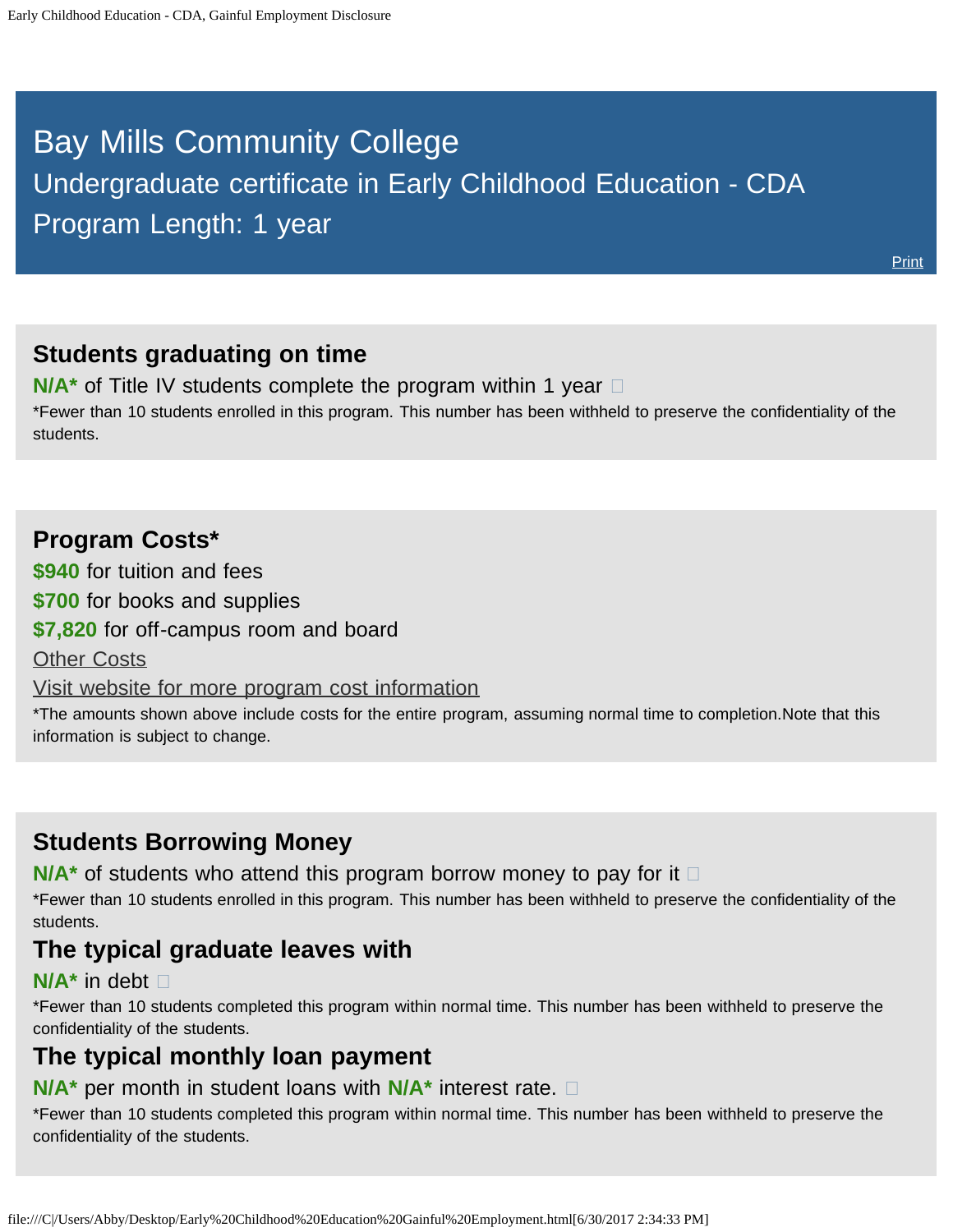# Bay Mills Community College

## Undergraduate certificate in Early Childhood Education - CDA

## Program Length: 1 year

Print

### Students graduating on time

**N/A*** of Title IV students complete the program within 1 year

*Fewer than 10 students enrolled in this program. This number has been withheld to preserve the confidentiality of the students.

### Program Costs*

**$940** for tuition and fees

**$700** for books and supplies

**$7,820** for off-campus room and board

Other Costs

Visit website for more program cost information

*The amounts shown above include costs for the entire program, assuming normal time to completion.Note that this information is subject to change.

### Students Borrowing Money

**N/A*** of students who attend this program borrow money to pay for it

*Fewer than 10 students enrolled in this program. This number has been withheld to preserve the confidentiality of the students.

### The typical graduate leaves with

**N/A*** in debt

*Fewer than 10 students completed this program within normal time. This number has been withheld to preserve the confidentiality of the students.

### The typical monthly loan payment

**N/A*** per month in student loans with **N/A*** interest rate.

*Fewer than 10 students completed this program within normal time. This number has been withheld to preserve the confidentiality of the students.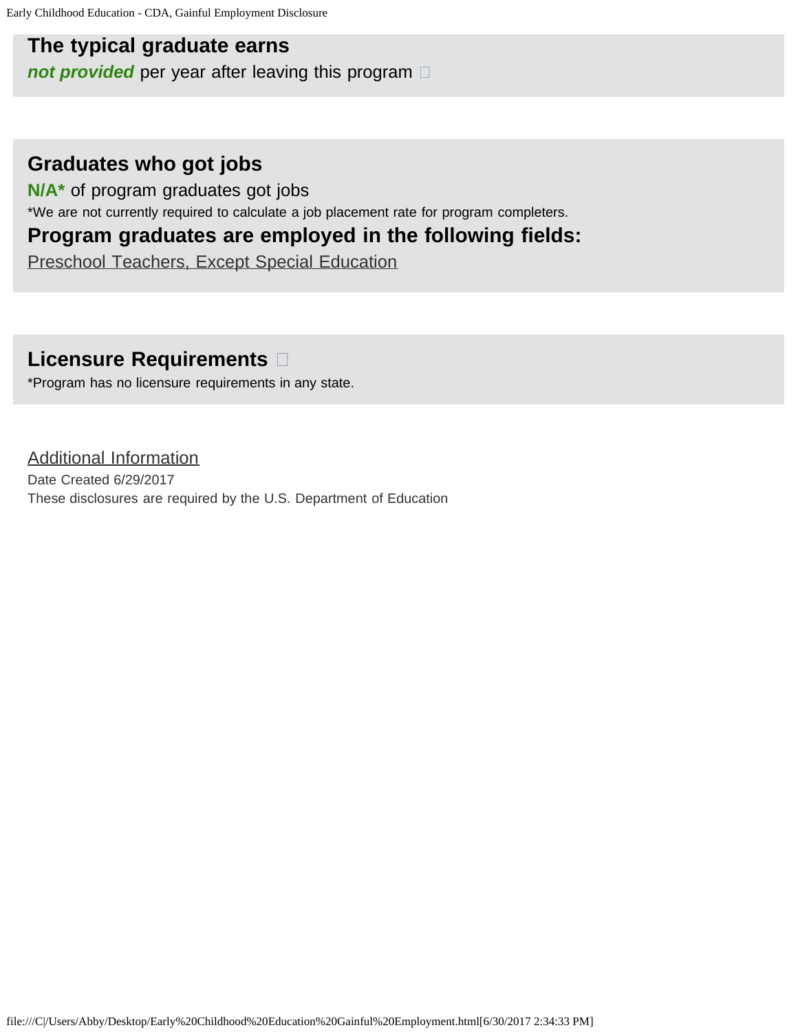## The typical graduate earns

***not provided*** per year after leaving this program

## Graduates who got jobs

**N/A*** of program graduates got jobs

*We are not currently required to calculate a job placement rate for program completers.

## Program graduates are employed in the following fields:

Preschool Teachers, Except Special Education

## Licensure Requirements

*Program has no licensure requirements in any state.

Additional Information

Date Created 6/29/2017

These disclosures are required by the U.S. Department of Education